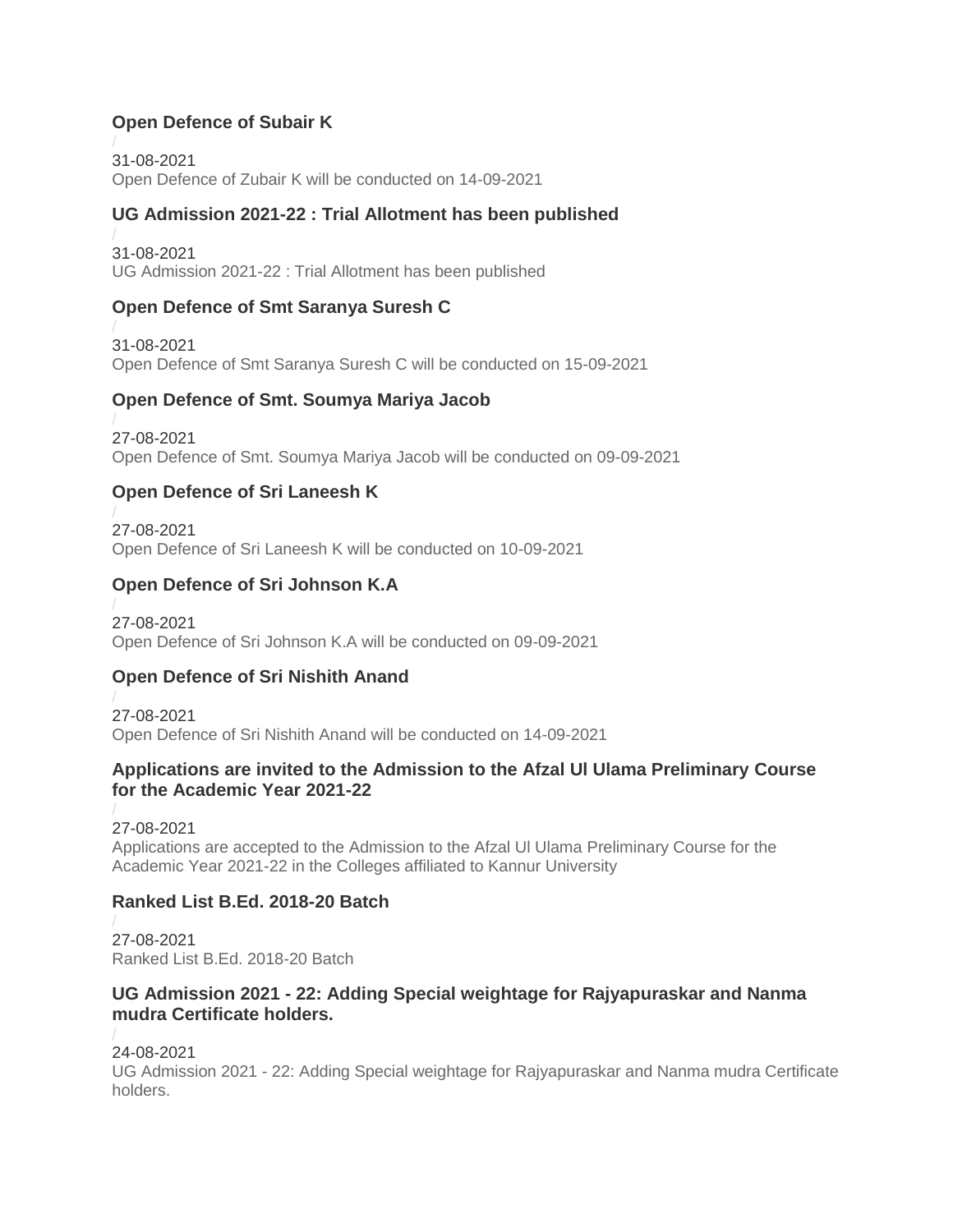### Open Defence of Subair K

/
31-08-2021
Open Defence of Zubair K will be conducted on 14-09-2021

### UG Admission 2021-22 : Trial Allotment has been published

/
31-08-2021
UG Admission 2021-22 : Trial Allotment has been published

### Open Defence of Smt Saranya Suresh C

/
31-08-2021
Open Defence of Smt Saranya Suresh C will be conducted on 15-09-2021

### Open Defence of Smt. Soumya Mariya Jacob

/
27-08-2021
Open Defence of Smt. Soumya Mariya Jacob will be conducted on 09-09-2021

### Open Defence of Sri Laneesh K

/
27-08-2021
Open Defence of Sri Laneesh K will be conducted on 10-09-2021

### Open Defence of Sri Johnson K.A

/
27-08-2021
Open Defence of Sri Johnson K.A will be conducted on 09-09-2021

### Open Defence of Sri Nishith Anand

/
27-08-2021
Open Defence of Sri Nishith Anand will be conducted on 14-09-2021

### Applications are invited to the Admission to the Afzal Ul Ulama Preliminary Course for the Academic Year 2021-22

/
27-08-2021
Applications are accepted to the Admission to the Afzal Ul Ulama Preliminary Course for the Academic Year 2021-22 in the Colleges affiliated to Kannur University

### Ranked List B.Ed. 2018-20 Batch

/
27-08-2021
Ranked List B.Ed. 2018-20 Batch

### UG Admission 2021 - 22: Adding Special weightage for Rajyapuraskar and Nanma mudra Certificate holders.

/
24-08-2021
UG Admission 2021 - 22: Adding Special weightage for Rajyapuraskar and Nanma mudra Certificate holders.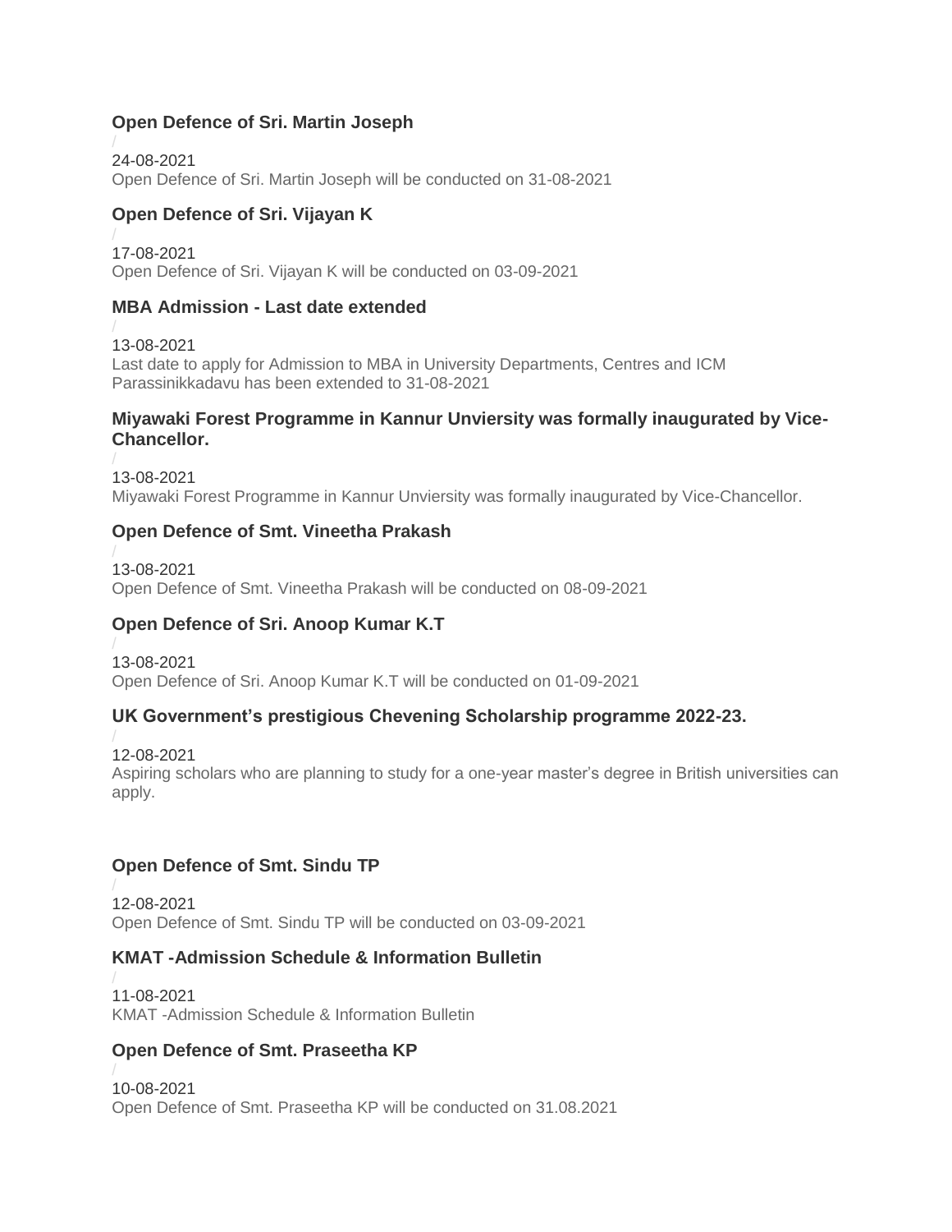### Open Defence of Sri. Martin Joseph

/

24-08-2021

Open Defence of Sri. Martin Joseph will be conducted on 31-08-2021

### Open Defence of Sri. Vijayan K

/

17-08-2021

Open Defence of Sri. Vijayan K will be conducted on 03-09-2021

### MBA Admission - Last date extended

/

13-08-2021

Last date to apply for Admission to MBA in University Departments, Centres and ICM Parassinikkadavu has been extended to 31-08-2021

### Miyawaki Forest Programme in Kannur Unviersity was formally inaugurated by Vice-Chancellor.

/

13-08-2021

Miyawaki Forest Programme in Kannur Unviersity was formally inaugurated by Vice-Chancellor.

### Open Defence of Smt. Vineetha Prakash

/

13-08-2021

Open Defence of Smt. Vineetha Prakash will be conducted on 08-09-2021

### Open Defence of Sri. Anoop Kumar K.T

/

13-08-2021

Open Defence of Sri. Anoop Kumar K.T will be conducted on 01-09-2021

### UK Government's prestigious Chevening Scholarship programme 2022-23.

/

12-08-2021

Aspiring scholars who are planning to study for a one-year master's degree in British universities can apply.

### Open Defence of Smt. Sindu TP

/

12-08-2021

Open Defence of Smt. Sindu TP will be conducted on 03-09-2021

### KMAT -Admission Schedule & Information Bulletin

/

11-08-2021

KMAT -Admission Schedule & Information Bulletin

### Open Defence of Smt. Praseetha KP

/

10-08-2021

Open Defence of Smt. Praseetha KP will be conducted on 31.08.2021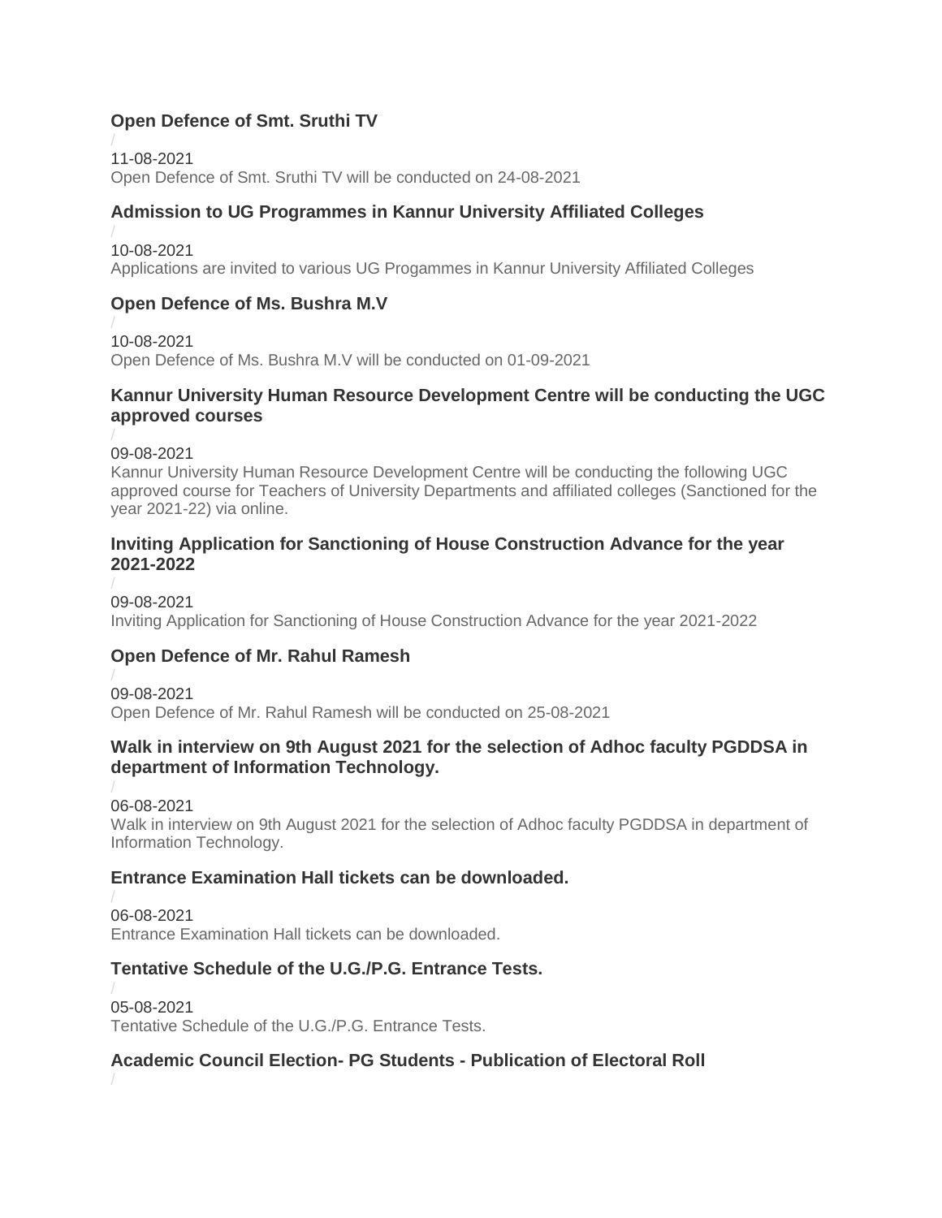### Open Defence of Smt. Sruthi TV

/

11-08-2021

Open Defence of Smt. Sruthi TV will be conducted on 24-08-2021

### Admission to UG Programmes in Kannur University Affiliated Colleges

/

10-08-2021

Applications are invited to various UG Progammes in Kannur University Affiliated Colleges

### Open Defence of Ms. Bushra M.V

/

10-08-2021

Open Defence of Ms. Bushra M.V will be conducted on 01-09-2021

### Kannur University Human Resource Development Centre will be conducting the UGC approved courses

/

09-08-2021

Kannur University Human Resource Development Centre will be conducting the following UGC approved course for Teachers of University Departments and affiliated colleges (Sanctioned for the year 2021-22) via online.

### Inviting Application for Sanctioning of House Construction Advance for the year 2021-2022

/

09-08-2021

Inviting Application for Sanctioning of House Construction Advance for the year 2021-2022

### Open Defence of Mr. Rahul Ramesh

/

09-08-2021

Open Defence of Mr. Rahul Ramesh will be conducted on 25-08-2021

### Walk in interview on 9th August 2021 for the selection of Adhoc faculty PGDDSA in department of Information Technology.

/

06-08-2021

Walk in interview on 9th August 2021 for the selection of Adhoc faculty PGDDSA in department of Information Technology.

### Entrance Examination Hall tickets can be downloaded.

/

06-08-2021

Entrance Examination Hall tickets can be downloaded.

### Tentative Schedule of the U.G./P.G. Entrance Tests.

/

05-08-2021

Tentative Schedule of the U.G./P.G. Entrance Tests.

### Academic Council Election- PG Students - Publication of Electoral Roll

/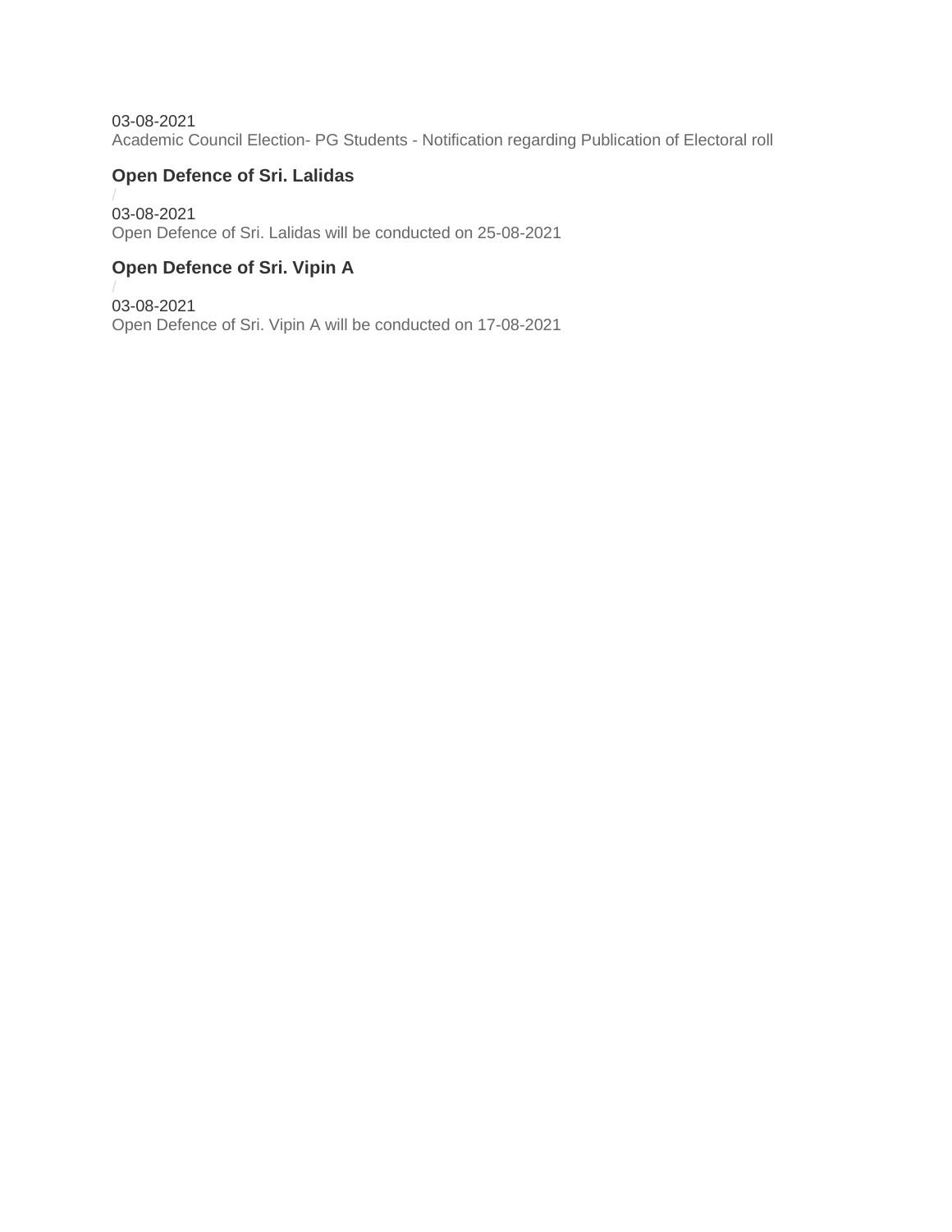03-08-2021
Academic Council Election- PG Students - Notification regarding Publication of Electoral roll

### Open Defence of Sri. Lalidas

/
03-08-2021
Open Defence of Sri. Lalidas will be conducted on 25-08-2021

### Open Defence of Sri. Vipin A

/
03-08-2021
Open Defence of Sri. Vipin A will be conducted on 17-08-2021